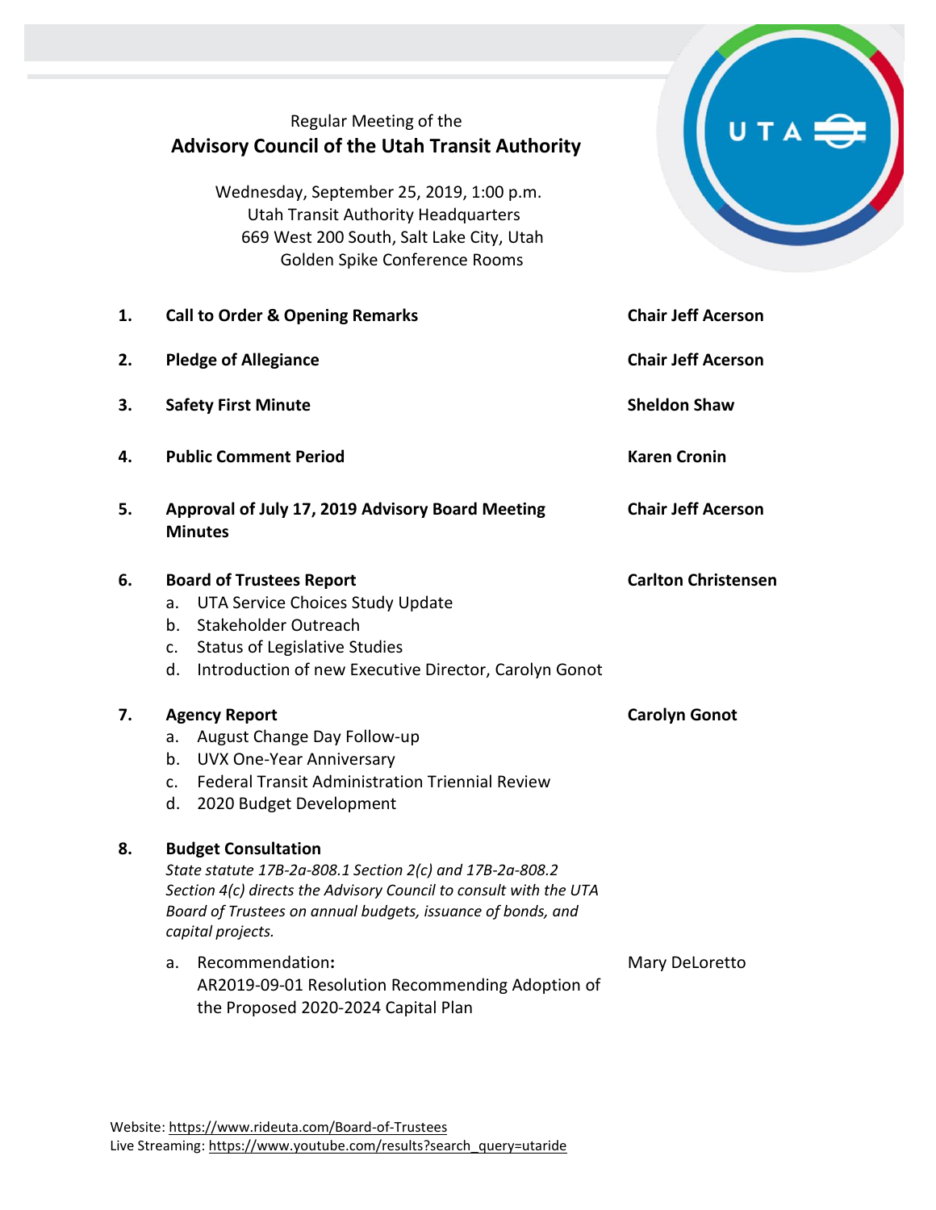Regular Meeting of the

# Advisory Council of the Utah Transit Authority

Wednesday, September 25, 2019, 1:00 p.m.
Utah Transit Authority Headquarters
669 West 200 South, Salt Lake City, Utah
Golden Spike Conference Rooms

| | | |
|---|---|---|
| **1.** | **Call to Order & Opening Remarks** | **Chair Jeff Acerson** |
| **2.** | **Pledge of Allegiance** | **Chair Jeff Acerson** |
| **3.** | **Safety First Minute** | **Sheldon Shaw** |
| **4.** | **Public Comment Period** | **Karen Cronin** |
| **5.** | **Approval of July 17, 2019 Advisory Board Meeting Minutes** | **Chair Jeff Acerson** |
| **6.** | **Board of Trustees Report**<br>a. UTA Service Choices Study Update<br>b. Stakeholder Outreach<br>c. Status of Legislative Studies<br>d. Introduction of new Executive Director, Carolyn Gonot | **Carlton Christensen** |
| **7.** | **Agency Report**<br>a. August Change Day Follow-up<br>b. UVX One-Year Anniversary<br>c. Federal Transit Administration Triennial Review<br>d. 2020 Budget Development | **Carolyn Gonot** |
| **8.** | **Budget Consultation**<br>*State statute 17B-2a-808.1 Section 2(c) and 17B-2a-808.2 Section 4(c) directs the Advisory Council to consult with the UTA Board of Trustees on annual budgets, issuance of bonds, and capital projects.* | |
| | a. Recommendation**:**<br>AR2019-09-01 Resolution Recommending Adoption of the Proposed 2020-2024 Capital Plan | Mary DeLoretto |

Website: https://www.rideuta.com/Board-of-Trustees
Live Streaming: https://www.youtube.com/results?search_query=utaride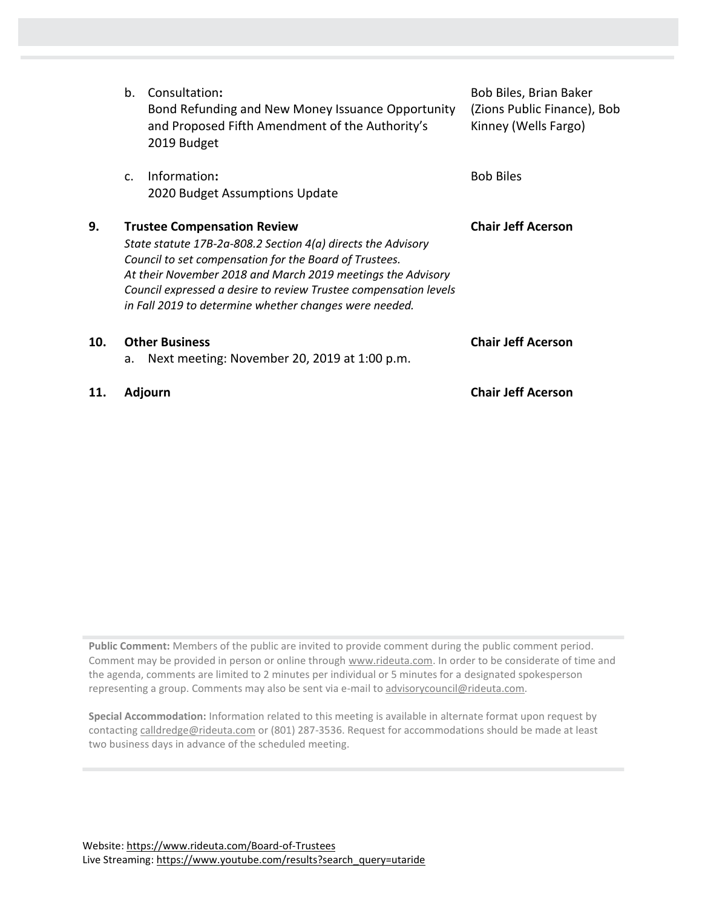b. Consultation**:** Bond Refunding and New Money Issuance Opportunity and Proposed Fifth Amendment of the Authority's 2019 Budget — Bob Biles, Brian Baker (Zions Public Finance), Bob Kinney (Wells Fargo)

c. Information**:** 2020 Budget Assumptions Update — Bob Biles

**9. Trustee Compensation Review** — **Chair Jeff Acerson**

*State statute 17B-2a-808.2 Section 4(a) directs the Advisory Council to set compensation for the Board of Trustees. At their November 2018 and March 2019 meetings the Advisory Council expressed a desire to review Trustee compensation levels in Fall 2019 to determine whether changes were needed.*

**10. Other Business** — **Chair Jeff Acerson**

a. Next meeting: November 20, 2019 at 1:00 p.m.

**11. Adjourn** — **Chair Jeff Acerson**

**Public Comment:** Members of the public are invited to provide comment during the public comment period. Comment may be provided in person or online through www.rideuta.com. In order to be considerate of time and the agenda, comments are limited to 2 minutes per individual or 5 minutes for a designated spokesperson representing a group. Comments may also be sent via e-mail to advisorycouncil@rideuta.com.

**Special Accommodation:** Information related to this meeting is available in alternate format upon request by contacting calldredge@rideuta.com or (801) 287-3536. Request for accommodations should be made at least two business days in advance of the scheduled meeting.

Website: https://www.rideuta.com/Board-of-Trustees
Live Streaming: https://www.youtube.com/results?search_query=utaride